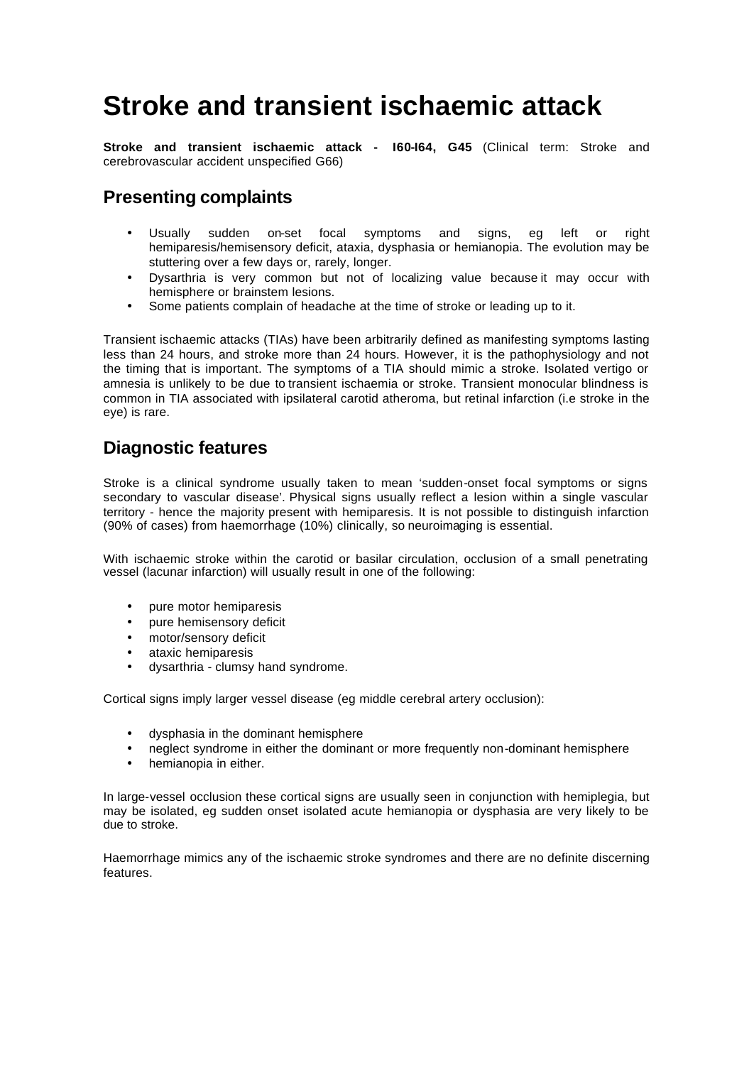# Stroke and transient ischaemic attack

**Stroke and transient ischaemic attack - I60-I64, G45** (Clinical term: Stroke and cerebrovascular accident unspecified G66)

## Presenting complaints

- Usually sudden on-set focal symptoms and signs, eg left or right hemiparesis/hemisensory deficit, ataxia, dysphasia or hemianopia. The evolution may be stuttering over a few days or, rarely, longer.
- Dysarthria is very common but not of localizing value because it may occur with hemisphere or brainstem lesions.
- Some patients complain of headache at the time of stroke or leading up to it.

Transient ischaemic attacks (TIAs) have been arbitrarily defined as manifesting symptoms lasting less than 24 hours, and stroke more than 24 hours. However, it is the pathophysiology and not the timing that is important. The symptoms of a TIA should mimic a stroke. Isolated vertigo or amnesia is unlikely to be due to transient ischaemia or stroke. Transient monocular blindness is common in TIA associated with ipsilateral carotid atheroma, but retinal infarction (i.e stroke in the eye) is rare.

## Diagnostic features

Stroke is a clinical syndrome usually taken to mean 'sudden-onset focal symptoms or signs secondary to vascular disease'. Physical signs usually reflect a lesion within a single vascular territory - hence the majority present with hemiparesis. It is not possible to distinguish infarction (90% of cases) from haemorrhage (10%) clinically, so neuroimaging is essential.

With ischaemic stroke within the carotid or basilar circulation, occlusion of a small penetrating vessel (lacunar infarction) will usually result in one of the following:

- pure motor hemiparesis
- pure hemisensory deficit
- motor/sensory deficit
- ataxic hemiparesis
- dysarthria - clumsy hand syndrome.

Cortical signs imply larger vessel disease (eg middle cerebral artery occlusion):

- dysphasia in the dominant hemisphere
- neglect syndrome in either the dominant or more frequently non-dominant hemisphere
- hemianopia in either.

In large-vessel occlusion these cortical signs are usually seen in conjunction with hemiplegia, but may be isolated, eg sudden onset isolated acute hemianopia or dysphasia are very likely to be due to stroke.

Haemorrhage mimics any of the ischaemic stroke syndromes and there are no definite discerning features.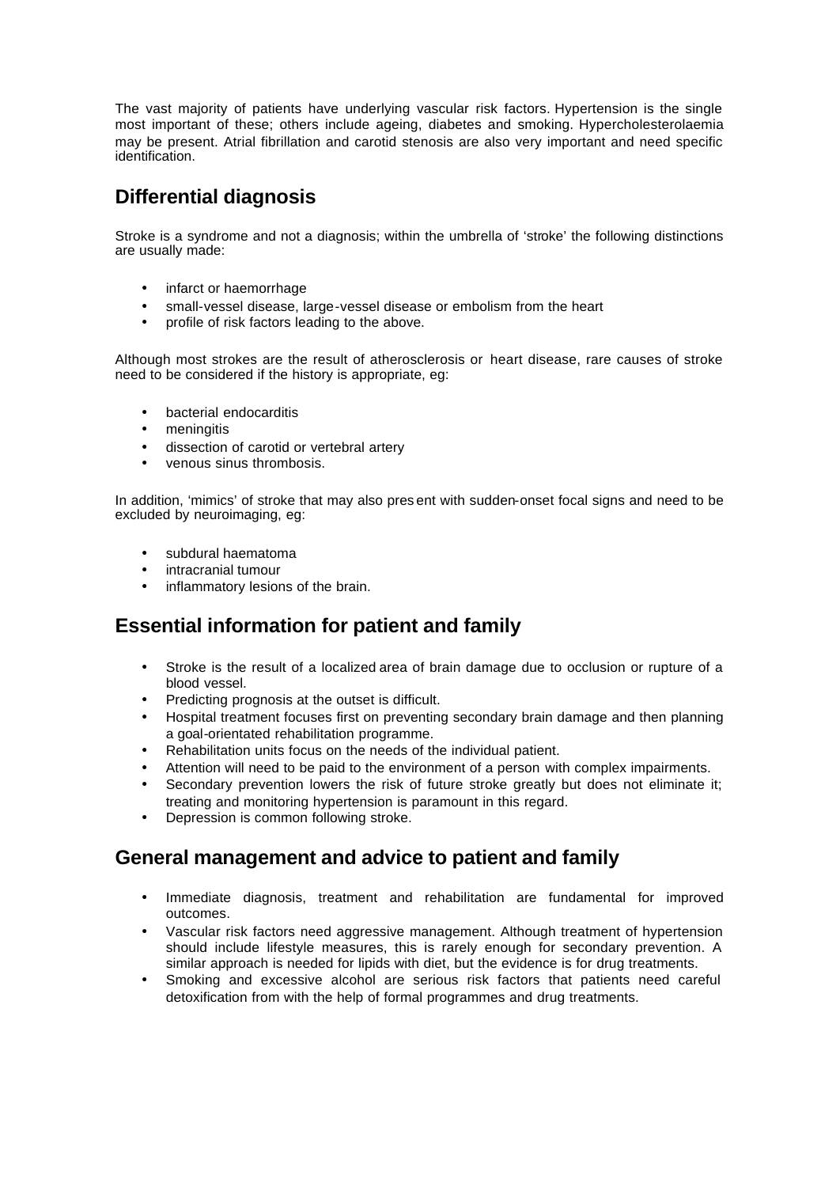The vast majority of patients have underlying vascular risk factors. Hypertension is the single most important of these; others include ageing, diabetes and smoking. Hypercholesterolaemia may be present. Atrial fibrillation and carotid stenosis are also very important and need specific identification.

## Differential diagnosis

Stroke is a syndrome and not a diagnosis; within the umbrella of 'stroke' the following distinctions are usually made:

- infarct or haemorrhage
- small-vessel disease, large-vessel disease or embolism from the heart
- profile of risk factors leading to the above.

Although most strokes are the result of atherosclerosis or heart disease, rare causes of stroke need to be considered if the history is appropriate, eg:

- bacterial endocarditis
- meningitis
- dissection of carotid or vertebral artery
- venous sinus thrombosis.

In addition, 'mimics' of stroke that may also present with sudden-onset focal signs and need to be excluded by neuroimaging, eg:

- subdural haematoma
- intracranial tumour
- inflammatory lesions of the brain.

## Essential information for patient and family

- Stroke is the result of a localized area of brain damage due to occlusion or rupture of a blood vessel.
- Predicting prognosis at the outset is difficult.
- Hospital treatment focuses first on preventing secondary brain damage and then planning a goal-orientated rehabilitation programme.
- Rehabilitation units focus on the needs of the individual patient.
- Attention will need to be paid to the environment of a person with complex impairments.
- Secondary prevention lowers the risk of future stroke greatly but does not eliminate it; treating and monitoring hypertension is paramount in this regard.
- Depression is common following stroke.

## General management and advice to patient and family

- Immediate diagnosis, treatment and rehabilitation are fundamental for improved outcomes.
- Vascular risk factors need aggressive management. Although treatment of hypertension should include lifestyle measures, this is rarely enough for secondary prevention. A similar approach is needed for lipids with diet, but the evidence is for drug treatments.
- Smoking and excessive alcohol are serious risk factors that patients need careful detoxification from with the help of formal programmes and drug treatments.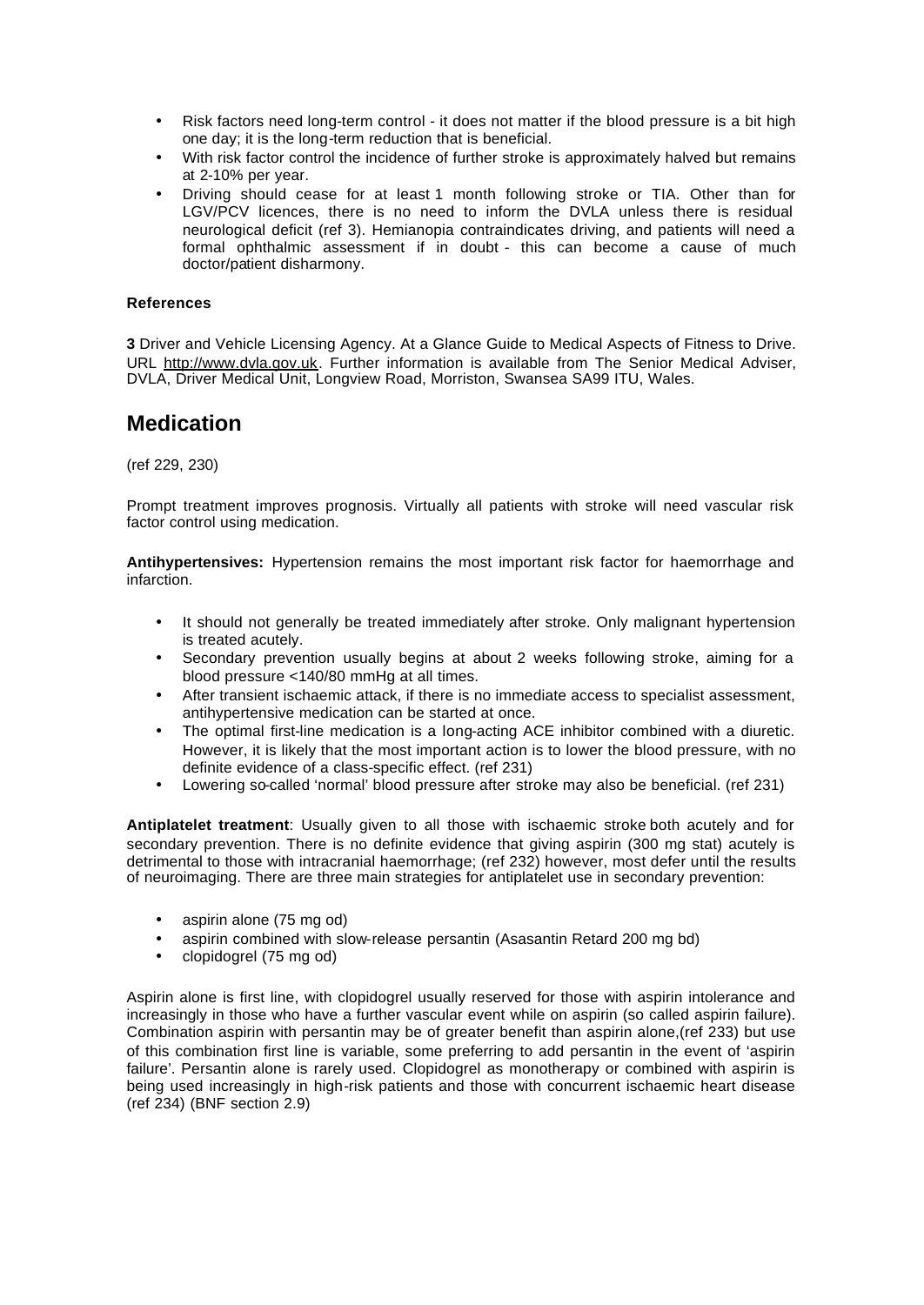- Risk factors need long-term control - it does not matter if the blood pressure is a bit high one day; it is the long-term reduction that is beneficial.
- With risk factor control the incidence of further stroke is approximately halved but remains at 2-10% per year.
- Driving should cease for at least 1 month following stroke or TIA. Other than for LGV/PCV licences, there is no need to inform the DVLA unless there is residual neurological deficit (ref 3). Hemianopia contraindicates driving, and patients will need a formal ophthalmic assessment if in doubt - this can become a cause of much doctor/patient disharmony.

#### References

**3** Driver and Vehicle Licensing Agency. At a Glance Guide to Medical Aspects of Fitness to Drive. URL http://www.dvla.gov.uk. Further information is available from The Senior Medical Adviser, DVLA, Driver Medical Unit, Longview Road, Morriston, Swansea SA99 ITU, Wales.

## Medication

(ref 229, 230)

Prompt treatment improves prognosis. Virtually all patients with stroke will need vascular risk factor control using medication.

**Antihypertensives:** Hypertension remains the most important risk factor for haemorrhage and infarction.

- It should not generally be treated immediately after stroke. Only malignant hypertension is treated acutely.
- Secondary prevention usually begins at about 2 weeks following stroke, aiming for a blood pressure <140/80 mmHg at all times.
- After transient ischaemic attack, if there is no immediate access to specialist assessment, antihypertensive medication can be started at once.
- The optimal first-line medication is a long-acting ACE inhibitor combined with a diuretic. However, it is likely that the most important action is to lower the blood pressure, with no definite evidence of a class-specific effect. (ref 231)
- Lowering so-called 'normal' blood pressure after stroke may also be beneficial. (ref 231)

**Antiplatelet treatment**: Usually given to all those with ischaemic stroke both acutely and for secondary prevention. There is no definite evidence that giving aspirin (300 mg stat) acutely is detrimental to those with intracranial haemorrhage; (ref 232) however, most defer until the results of neuroimaging. There are three main strategies for antiplatelet use in secondary prevention:

- aspirin alone (75 mg od)
- aspirin combined with slow-release persantin (Asasantin Retard 200 mg bd)
- clopidogrel (75 mg od)

Aspirin alone is first line, with clopidogrel usually reserved for those with aspirin intolerance and increasingly in those who have a further vascular event while on aspirin (so called aspirin failure). Combination aspirin with persantin may be of greater benefit than aspirin alone,(ref 233) but use of this combination first line is variable, some preferring to add persantin in the event of 'aspirin failure'. Persantin alone is rarely used. Clopidogrel as monotherapy or combined with aspirin is being used increasingly in high-risk patients and those with concurrent ischaemic heart disease (ref 234) (BNF section 2.9)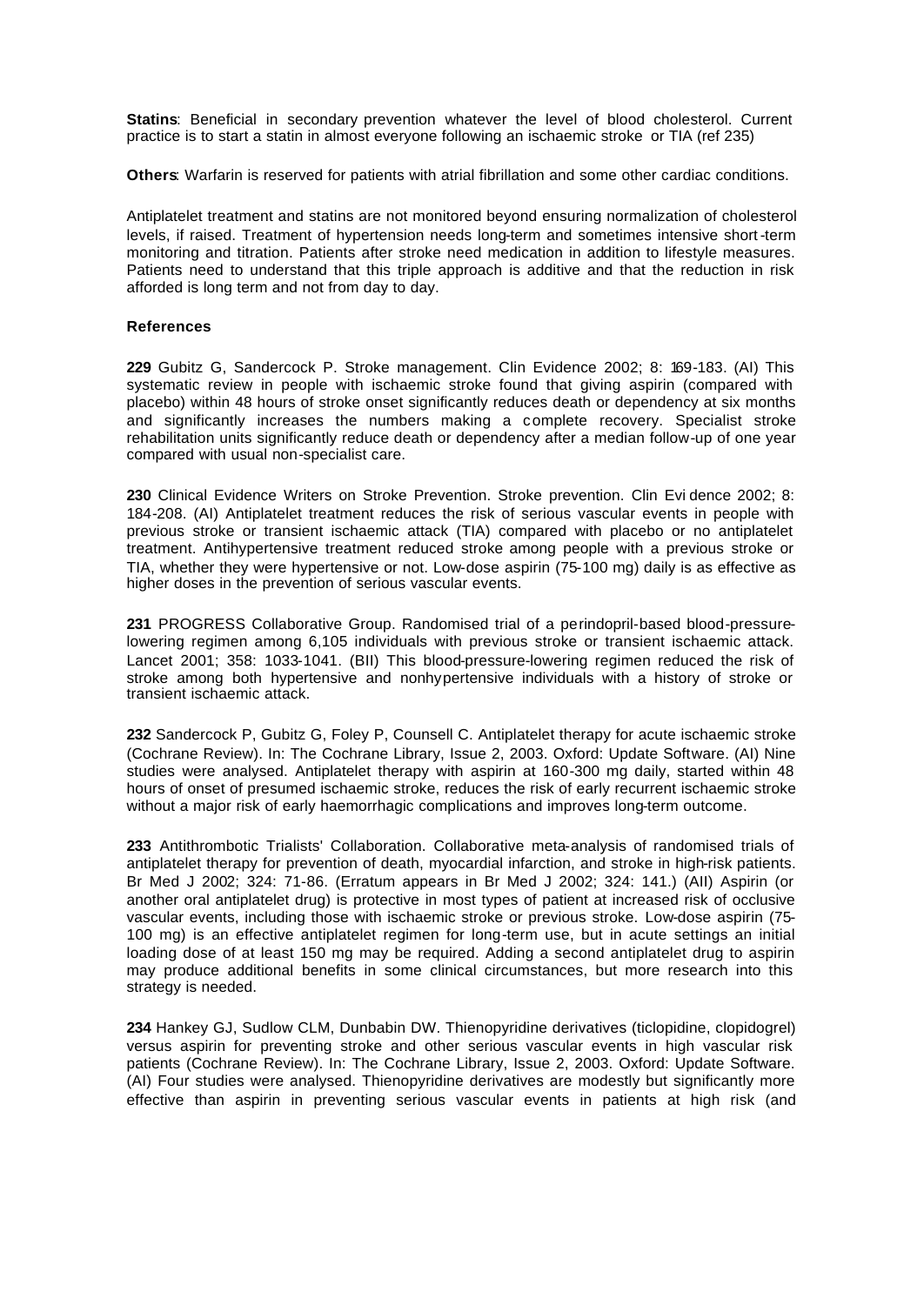**Statins**: Beneficial in secondary prevention whatever the level of blood cholesterol. Current practice is to start a statin in almost everyone following an ischaemic stroke or TIA (ref 235)

**Others**: Warfarin is reserved for patients with atrial fibrillation and some other cardiac conditions.

Antiplatelet treatment and statins are not monitored beyond ensuring normalization of cholesterol levels, if raised. Treatment of hypertension needs long-term and sometimes intensive short-term monitoring and titration. Patients after stroke need medication in addition to lifestyle measures. Patients need to understand that this triple approach is additive and that the reduction in risk afforded is long term and not from day to day.

**References**

**229** Gubitz G, Sandercock P. Stroke management. Clin Evidence 2002; 8: 169-183. (AI) This systematic review in people with ischaemic stroke found that giving aspirin (compared with placebo) within 48 hours of stroke onset significantly reduces death or dependency at six months and significantly increases the numbers making a complete recovery. Specialist stroke rehabilitation units significantly reduce death or dependency after a median follow-up of one year compared with usual non-specialist care.

**230** Clinical Evidence Writers on Stroke Prevention. Stroke prevention. Clin Evidence 2002; 8: 184-208. (AI) Antiplatelet treatment reduces the risk of serious vascular events in people with previous stroke or transient ischaemic attack (TIA) compared with placebo or no antiplatelet treatment. Antihypertensive treatment reduced stroke among people with a previous stroke or TIA, whether they were hypertensive or not. Low-dose aspirin (75-100 mg) daily is as effective as higher doses in the prevention of serious vascular events.

**231** PROGRESS Collaborative Group. Randomised trial of a perindopril-based blood-pressure-lowering regimen among 6,105 individuals with previous stroke or transient ischaemic attack. Lancet 2001; 358: 1033-1041. (BII) This blood-pressure-lowering regimen reduced the risk of stroke among both hypertensive and nonhypertensive individuals with a history of stroke or transient ischaemic attack.

**232** Sandercock P, Gubitz G, Foley P, Counsell C. Antiplatelet therapy for acute ischaemic stroke (Cochrane Review). In: The Cochrane Library, Issue 2, 2003. Oxford: Update Software. (AI) Nine studies were analysed. Antiplatelet therapy with aspirin at 160-300 mg daily, started within 48 hours of onset of presumed ischaemic stroke, reduces the risk of early recurrent ischaemic stroke without a major risk of early haemorrhagic complications and improves long-term outcome.

**233** Antithrombotic Trialists' Collaboration. Collaborative meta-analysis of randomised trials of antiplatelet therapy for prevention of death, myocardial infarction, and stroke in high-risk patients. Br Med J 2002; 324: 71-86. (Erratum appears in Br Med J 2002; 324: 141.) (AII) Aspirin (or another oral antiplatelet drug) is protective in most types of patient at increased risk of occlusive vascular events, including those with ischaemic stroke or previous stroke. Low-dose aspirin (75-100 mg) is an effective antiplatelet regimen for long-term use, but in acute settings an initial loading dose of at least 150 mg may be required. Adding a second antiplatelet drug to aspirin may produce additional benefits in some clinical circumstances, but more research into this strategy is needed.

**234** Hankey GJ, Sudlow CLM, Dunbabin DW. Thienopyridine derivatives (ticlopidine, clopidogrel) versus aspirin for preventing stroke and other serious vascular events in high vascular risk patients (Cochrane Review). In: The Cochrane Library, Issue 2, 2003. Oxford: Update Software. (AI) Four studies were analysed. Thienopyridine derivatives are modestly but significantly more effective than aspirin in preventing serious vascular events in patients at high risk (and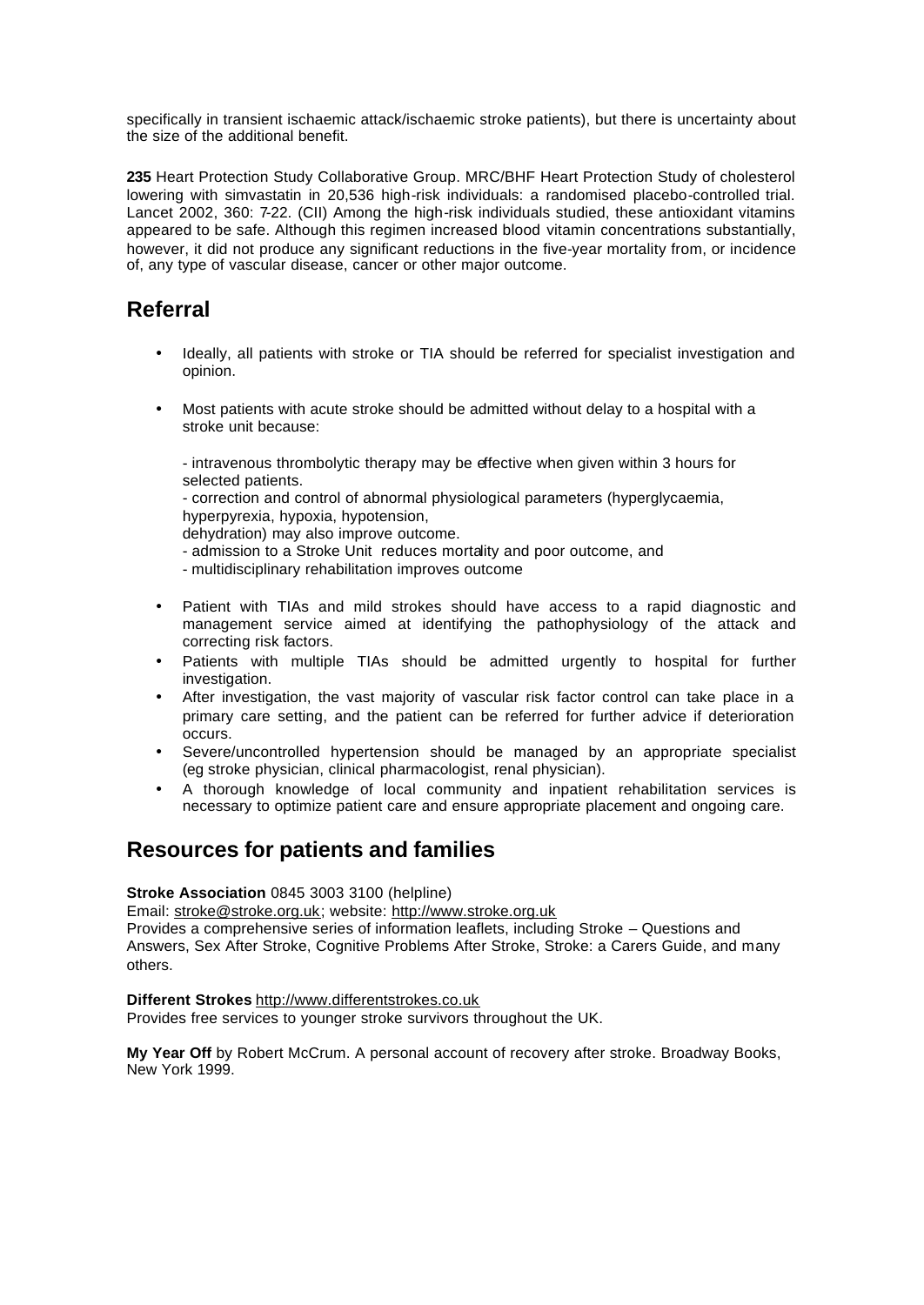specifically in transient ischaemic attack/ischaemic stroke patients), but there is uncertainty about the size of the additional benefit.

**235** Heart Protection Study Collaborative Group. MRC/BHF Heart Protection Study of cholesterol lowering with simvastatin in 20,536 high-risk individuals: a randomised placebo-controlled trial. Lancet 2002, 360: 7-22. (CII) Among the high-risk individuals studied, these antioxidant vitamins appeared to be safe. Although this regimen increased blood vitamin concentrations substantially, however, it did not produce any significant reductions in the five-year mortality from, or incidence of, any type of vascular disease, cancer or other major outcome.

## Referral

- Ideally, all patients with stroke or TIA should be referred for specialist investigation and opinion.
- Most patients with acute stroke should be admitted without delay to a hospital with a stroke unit because:

  - intravenous thrombolytic therapy may be effective when given within 3 hours for selected patients.
  - correction and control of abnormal physiological parameters (hyperglycaemia, hyperpyrexia, hypoxia, hypotension, dehydration) may also improve outcome.
  - admission to a Stroke Unit reduces mortality and poor outcome, and
  - multidisciplinary rehabilitation improves outcome

- Patient with TIAs and mild strokes should have access to a rapid diagnostic and management service aimed at identifying the pathophysiology of the attack and correcting risk factors.
- Patients with multiple TIAs should be admitted urgently to hospital for further investigation.
- After investigation, the vast majority of vascular risk factor control can take place in a primary care setting, and the patient can be referred for further advice if deterioration occurs.
- Severe/uncontrolled hypertension should be managed by an appropriate specialist (eg stroke physician, clinical pharmacologist, renal physician).
- A thorough knowledge of local community and inpatient rehabilitation services is necessary to optimize patient care and ensure appropriate placement and ongoing care.

## Resources for patients and families

**Stroke Association** 0845 3003 3100 (helpline)
Email: stroke@stroke.org.uk; website: http://www.stroke.org.uk
Provides a comprehensive series of information leaflets, including Stroke – Questions and Answers, Sex After Stroke, Cognitive Problems After Stroke, Stroke: a Carers Guide, and many others.

**Different Strokes** http://www.differentstrokes.co.uk
Provides free services to younger stroke survivors throughout the UK.

**My Year Off** by Robert McCrum. A personal account of recovery after stroke. Broadway Books, New York 1999.